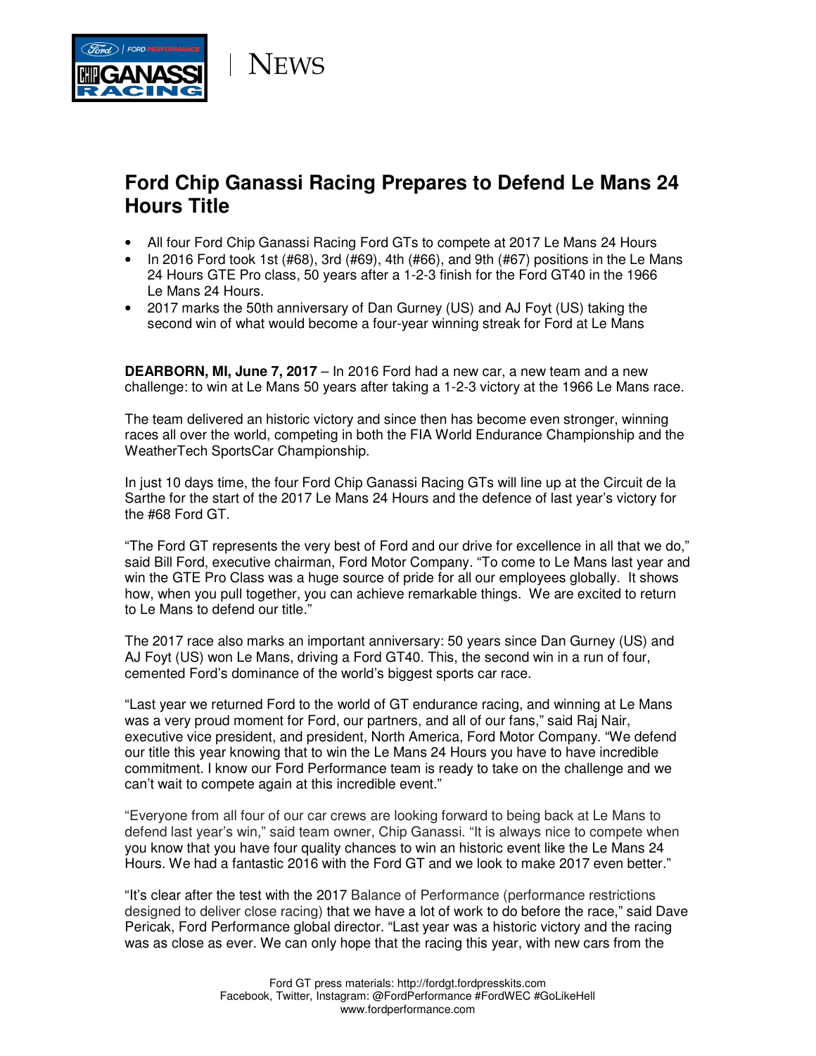NEWS

# Ford Chip Ganassi Racing Prepares to Defend Le Mans 24 Hours Title

- All four Ford Chip Ganassi Racing Ford GTs to compete at 2017 Le Mans 24 Hours
- In 2016 Ford took 1st (#68), 3rd (#69), 4th (#66), and 9th (#67) positions in the Le Mans 24 Hours GTE Pro class, 50 years after a 1-2-3 finish for the Ford GT40 in the 1966 Le Mans 24 Hours.
- 2017 marks the 50th anniversary of Dan Gurney (US) and AJ Foyt (US) taking the second win of what would become a four-year winning streak for Ford at Le Mans

**DEARBORN, MI, June 7, 2017** – In 2016 Ford had a new car, a new team and a new challenge: to win at Le Mans 50 years after taking a 1-2-3 victory at the 1966 Le Mans race.

The team delivered an historic victory and since then has become even stronger, winning races all over the world, competing in both the FIA World Endurance Championship and the WeatherTech SportsCar Championship.

In just 10 days time, the four Ford Chip Ganassi Racing GTs will line up at the Circuit de la Sarthe for the start of the 2017 Le Mans 24 Hours and the defence of last year's victory for the #68 Ford GT.

"The Ford GT represents the very best of Ford and our drive for excellence in all that we do," said Bill Ford, executive chairman, Ford Motor Company. "To come to Le Mans last year and win the GTE Pro Class was a huge source of pride for all our employees globally. It shows how, when you pull together, you can achieve remarkable things. We are excited to return to Le Mans to defend our title."

The 2017 race also marks an important anniversary: 50 years since Dan Gurney (US) and AJ Foyt (US) won Le Mans, driving a Ford GT40. This, the second win in a run of four, cemented Ford's dominance of the world's biggest sports car race.

"Last year we returned Ford to the world of GT endurance racing, and winning at Le Mans was a very proud moment for Ford, our partners, and all of our fans," said Raj Nair, executive vice president, and president, North America, Ford Motor Company. "We defend our title this year knowing that to win the Le Mans 24 Hours you have to have incredible commitment. I know our Ford Performance team is ready to take on the challenge and we can't wait to compete again at this incredible event."

"Everyone from all four of our car crews are looking forward to being back at Le Mans to defend last year's win," said team owner, Chip Ganassi. "It is always nice to compete when you know that you have four quality chances to win an historic event like the Le Mans 24 Hours. We had a fantastic 2016 with the Ford GT and we look to make 2017 even better."

"It's clear after the test with the 2017 Balance of Performance (performance restrictions designed to deliver close racing) that we have a lot of work to do before the race," said Dave Pericak, Ford Performance global director. "Last year was a historic victory and the racing was as close as ever. We can only hope that the racing this year, with new cars from the

Ford GT press materials: http://fordgt.fordpresskits.com
Facebook, Twitter, Instagram: @FordPerformance #FordWEC #GoLikeHell
www.fordperformance.com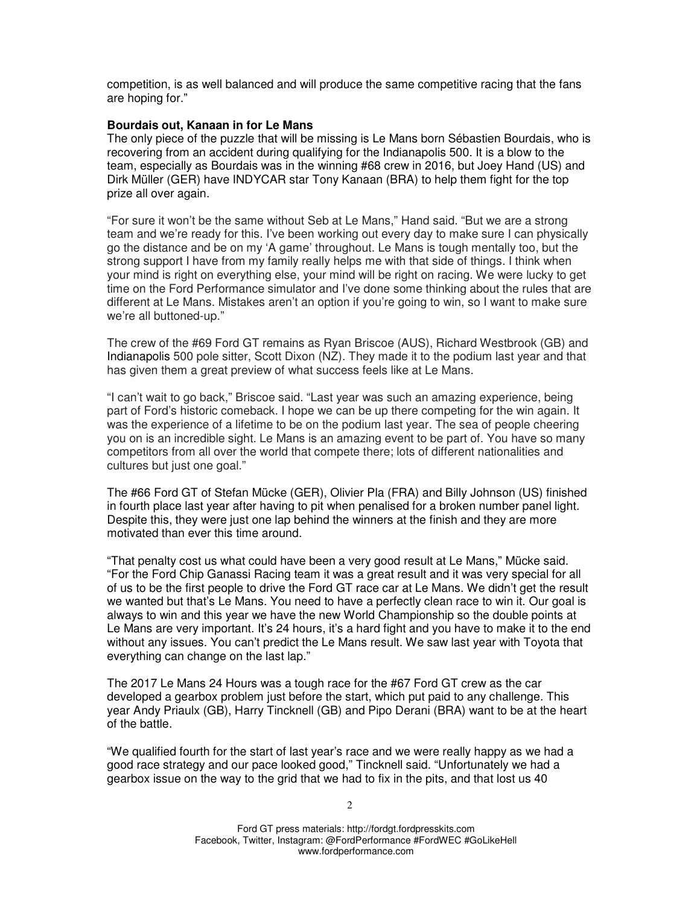competition, is as well balanced and will produce the same competitive racing that the fans are hoping for."

**Bourdais out, Kanaan in for Le Mans**

The only piece of the puzzle that will be missing is Le Mans born Sébastien Bourdais, who is recovering from an accident during qualifying for the Indianapolis 500. It is a blow to the team, especially as Bourdais was in the winning #68 crew in 2016, but Joey Hand (US) and Dirk Müller (GER) have INDYCAR star Tony Kanaan (BRA) to help them fight for the top prize all over again.

"For sure it won't be the same without Seb at Le Mans," Hand said. "But we are a strong team and we're ready for this. I've been working out every day to make sure I can physically go the distance and be on my 'A game' throughout. Le Mans is tough mentally too, but the strong support I have from my family really helps me with that side of things. I think when your mind is right on everything else, your mind will be right on racing. We were lucky to get time on the Ford Performance simulator and I've done some thinking about the rules that are different at Le Mans. Mistakes aren't an option if you're going to win, so I want to make sure we're all buttoned-up."

The crew of the #69 Ford GT remains as Ryan Briscoe (AUS), Richard Westbrook (GB) and Indianapolis 500 pole sitter, Scott Dixon (NZ). They made it to the podium last year and that has given them a great preview of what success feels like at Le Mans.

"I can't wait to go back," Briscoe said. "Last year was such an amazing experience, being part of Ford's historic comeback. I hope we can be up there competing for the win again. It was the experience of a lifetime to be on the podium last year. The sea of people cheering you on is an incredible sight. Le Mans is an amazing event to be part of. You have so many competitors from all over the world that compete there; lots of different nationalities and cultures but just one goal."

The #66 Ford GT of Stefan Mücke (GER), Olivier Pla (FRA) and Billy Johnson (US) finished in fourth place last year after having to pit when penalised for a broken number panel light. Despite this, they were just one lap behind the winners at the finish and they are more motivated than ever this time around.

"That penalty cost us what could have been a very good result at Le Mans," Mücke said. "For the Ford Chip Ganassi Racing team it was a great result and it was very special for all of us to be the first people to drive the Ford GT race car at Le Mans. We didn't get the result we wanted but that's Le Mans. You need to have a perfectly clean race to win it. Our goal is always to win and this year we have the new World Championship so the double points at Le Mans are very important. It's 24 hours, it's a hard fight and you have to make it to the end without any issues. You can't predict the Le Mans result. We saw last year with Toyota that everything can change on the last lap."

The 2017 Le Mans 24 Hours was a tough race for the #67 Ford GT crew as the car developed a gearbox problem just before the start, which put paid to any challenge. This year Andy Priaulx (GB), Harry Tincknell (GB) and Pipo Derani (BRA) want to be at the heart of the battle.

"We qualified fourth for the start of last year's race and we were really happy as we had a good race strategy and our pace looked good," Tincknell said. "Unfortunately we had a gearbox issue on the way to the grid that we had to fix in the pits, and that lost us 40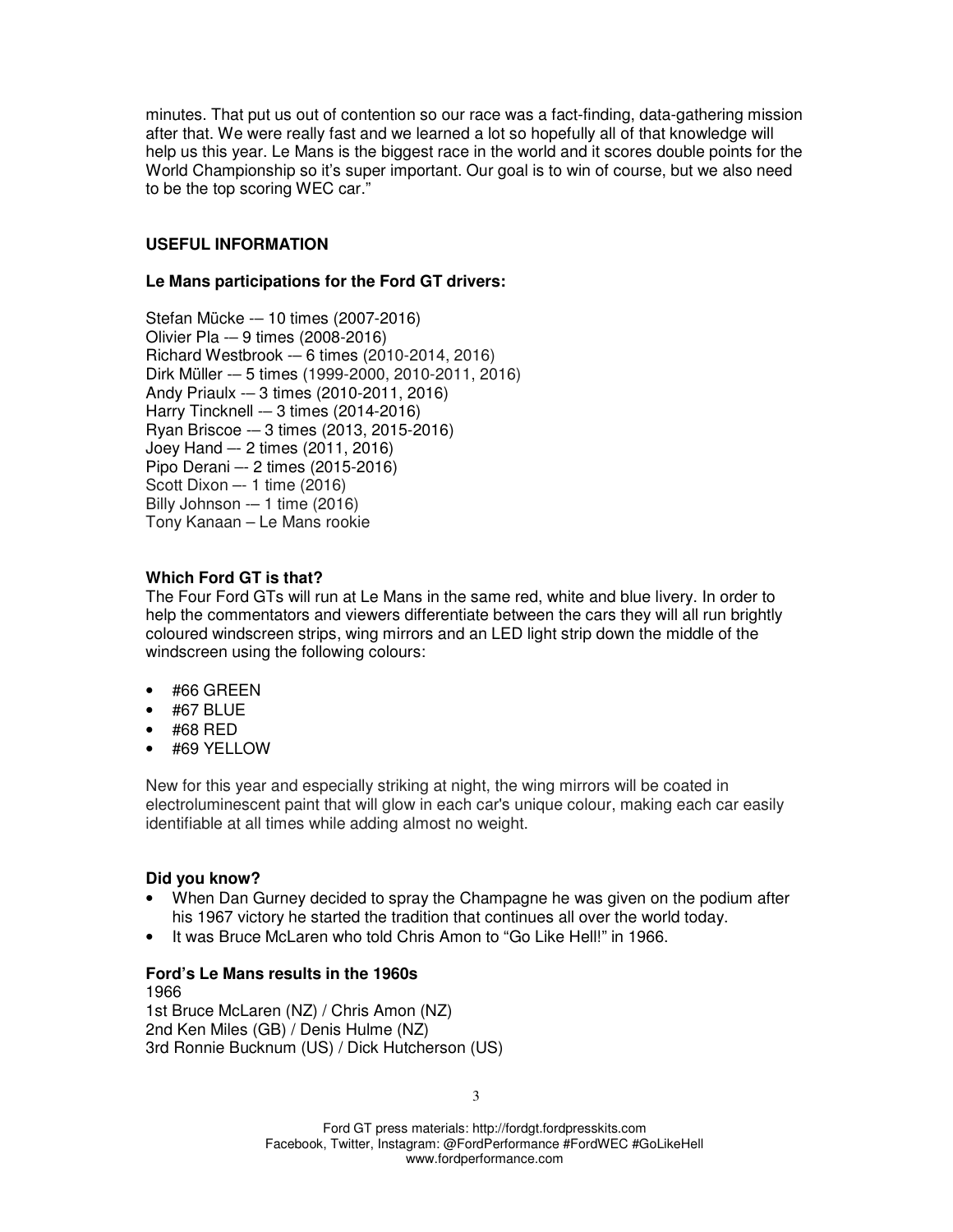minutes. That put us out of contention so our race was a fact-finding, data-gathering mission after that. We were really fast and we learned a lot so hopefully all of that knowledge will help us this year. Le Mans is the biggest race in the world and it scores double points for the World Championship so it's super important. Our goal is to win of course, but we also need to be the top scoring WEC car."

## USEFUL INFORMATION

### Le Mans participations for the Ford GT drivers:

Stefan Mücke -– 10 times (2007-2016)
Olivier Pla -– 9 times (2008-2016)
Richard Westbrook -– 6 times (2010-2014, 2016)
Dirk Müller -– 5 times (1999-2000, 2010-2011, 2016)
Andy Priaulx -– 3 times (2010-2011, 2016)
Harry Tincknell -– 3 times (2014-2016)
Ryan Briscoe -– 3 times (2013, 2015-2016)
Joey Hand –- 2 times (2011, 2016)
Pipo Derani –- 2 times (2015-2016)
Scott Dixon –- 1 time (2016)
Billy Johnson -– 1 time (2016)
Tony Kanaan – Le Mans rookie

### Which Ford GT is that?

The Four Ford GTs will run at Le Mans in the same red, white and blue livery. In order to help the commentators and viewers differentiate between the cars they will all run brightly coloured windscreen strips, wing mirrors and an LED light strip down the middle of the windscreen using the following colours:

- #66 GREEN
- #67 BLUE
- #68 RED
- #69 YELLOW

New for this year and especially striking at night, the wing mirrors will be coated in electroluminescent paint that will glow in each car's unique colour, making each car easily identifiable at all times while adding almost no weight.

### Did you know?

- When Dan Gurney decided to spray the Champagne he was given on the podium after his 1967 victory he started the tradition that continues all over the world today.
- It was Bruce McLaren who told Chris Amon to "Go Like Hell!" in 1966.

### Ford's Le Mans results in the 1960s

1966
1st Bruce McLaren (NZ) / Chris Amon (NZ)
2nd Ken Miles (GB) / Denis Hulme (NZ)
3rd Ronnie Bucknum (US) / Dick Hutcherson (US)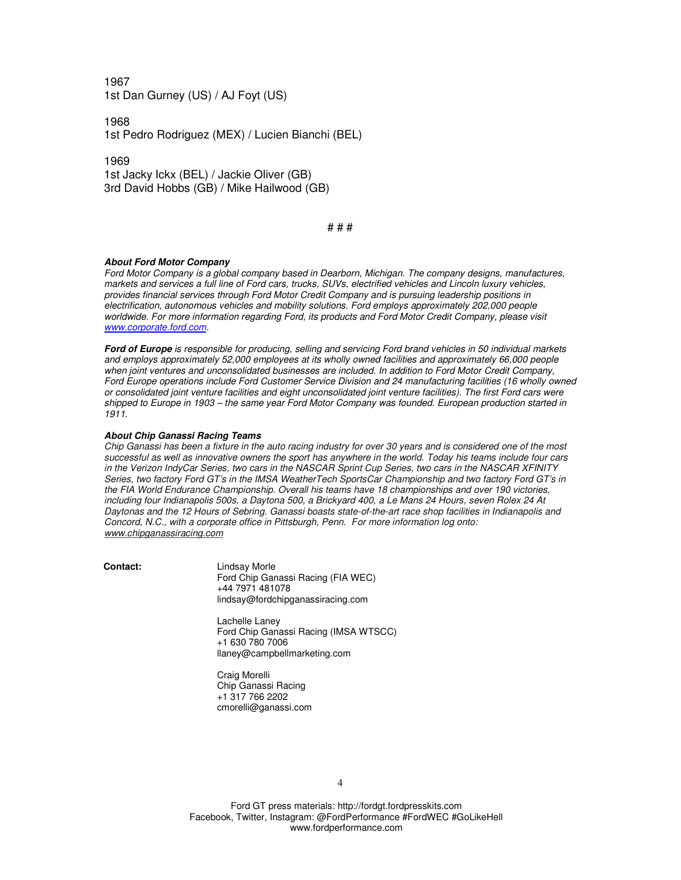1967
1st Dan Gurney (US) / AJ Foyt (US)

1968
1st Pedro Rodriguez (MEX) / Lucien Bianchi (BEL)

1969
1st Jacky Ickx (BEL) / Jackie Oliver (GB)
3rd David Hobbs (GB) / Mike Hailwood (GB)

# # #

***About Ford Motor Company***
*Ford Motor Company is a global company based in Dearborn, Michigan. The company designs, manufactures, markets and services a full line of Ford cars, trucks, SUVs, electrified vehicles and Lincoln luxury vehicles, provides financial services through Ford Motor Credit Company and is pursuing leadership positions in electrification, autonomous vehicles and mobility solutions. Ford employs approximately 202,000 people worldwide. For more information regarding Ford, its products and Ford Motor Credit Company, please visit [www.corporate.ford.com](http://www.corporate.ford.com).*

***Ford of Europe*** *is responsible for producing, selling and servicing Ford brand vehicles in 50 individual markets and employs approximately 52,000 employees at its wholly owned facilities and approximately 66,000 people when joint ventures and unconsolidated businesses are included. In addition to Ford Motor Credit Company, Ford Europe operations include Ford Customer Service Division and 24 manufacturing facilities (16 wholly owned or consolidated joint venture facilities and eight unconsolidated joint venture facilities). The first Ford cars were shipped to Europe in 1903 – the same year Ford Motor Company was founded. European production started in 1911.*

***About Chip Ganassi Racing Teams***
*Chip Ganassi has been a fixture in the auto racing industry for over 30 years and is considered one of the most successful as well as innovative owners the sport has anywhere in the world. Today his teams include four cars in the Verizon IndyCar Series, two cars in the NASCAR Sprint Cup Series, two cars in the NASCAR XFINITY Series, two factory Ford GT's in the IMSA WeatherTech SportsCar Championship and two factory Ford GT's in the FIA World Endurance Championship. Overall his teams have 18 championships and over 190 victories, including four Indianapolis 500s, a Daytona 500, a Brickyard 400, a Le Mans 24 Hours, seven Rolex 24 At Daytonas and the 12 Hours of Sebring. Ganassi boasts state-of-the-art race shop facilities in Indianapolis and Concord, N.C., with a corporate office in Pittsburgh, Penn. For more information log onto: [www.chipganassiracing.com](http://www.chipganassiracing.com)*

**Contact:**

Lindsay Morle
Ford Chip Ganassi Racing (FIA WEC)
+44 7971 481078
lindsay@fordchipganassiracing.com

Lachelle Laney
Ford Chip Ganassi Racing (IMSA WTSCC)
+1 630 780 7006
llaney@campbellmarketing.com

Craig Morelli
Chip Ganassi Racing
+1 317 766 2202
cmorelli@ganassi.com

Ford GT press materials: http://fordgt.fordpresskits.com
Facebook, Twitter, Instagram: @FordPerformance #FordWEC #GoLikeHell
www.fordperformance.com